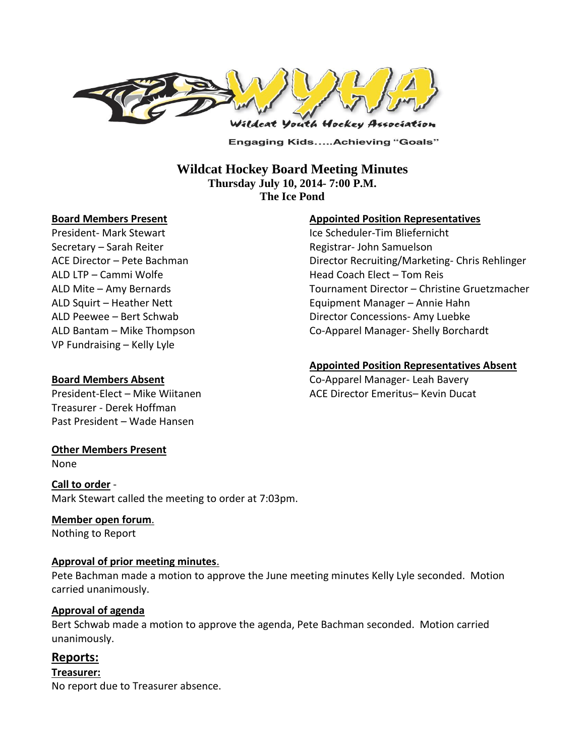Wildcat Youth Hockey Association

Engaging Kids.....Achieving "Goals"

# Wildcat Hockey Board Meeting Minutes

**Thursday July 10, 2014- 7:00 P.M.**
**The Ice Pond**

**Board Members Present**

President- Mark Stewart
Secretary – Sarah Reiter
ACE Director – Pete Bachman
ALD LTP – Cammi Wolfe
ALD Mite – Amy Bernards
ALD Squirt – Heather Nett
ALD Peewee – Bert Schwab
ALD Bantam – Mike Thompson
VP Fundraising – Kelly Lyle

**Board Members Absent**

President-Elect – Mike Wiitanen
Treasurer - Derek Hoffman
Past President – Wade Hansen

**Appointed Position Representatives**

Ice Scheduler-Tim Bliefernicht
Registrar- John Samuelson
Director Recruiting/Marketing- Chris Rehlinger
Head Coach Elect – Tom Reis
Tournament Director – Christine Gruetzmacher
Equipment Manager – Annie Hahn
Director Concessions- Amy Luebke
Co-Apparel Manager- Shelly Borchardt

**Appointed Position Representatives Absent**

Co-Apparel Manager- Leah Bavery
ACE Director Emeritus– Kevin Ducat

**Other Members Present**

None

**Call to order** -
Mark Stewart called the meeting to order at 7:03pm.

**Member open forum**.
Nothing to Report

**Approval of prior meeting minutes**.
Pete Bachman made a motion to approve the June meeting minutes Kelly Lyle seconded. Motion carried unanimously.

**Approval of agenda**
Bert Schwab made a motion to approve the agenda, Pete Bachman seconded. Motion carried unanimously.

## Reports:

**Treasurer:**
No report due to Treasurer absence.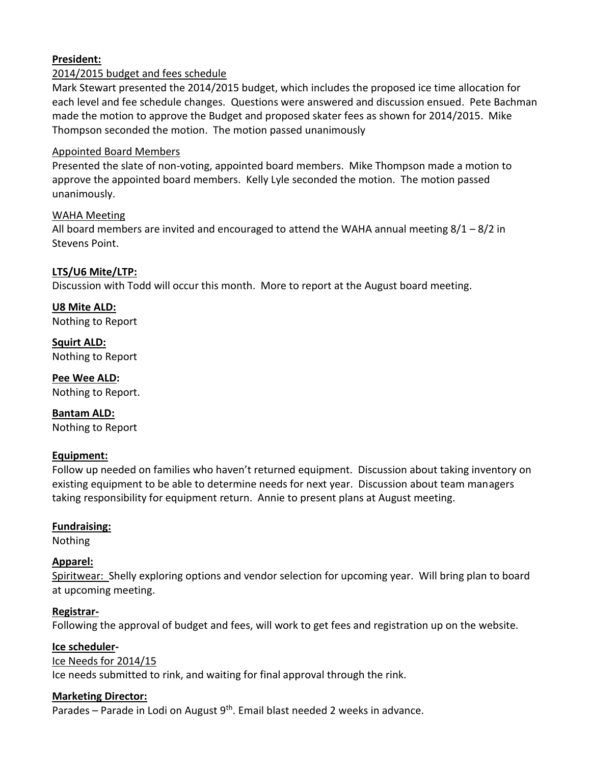**President:**

2014/2015 budget and fees schedule

Mark Stewart presented the 2014/2015 budget, which includes the proposed ice time allocation for each level and fee schedule changes. Questions were answered and discussion ensued. Pete Bachman made the motion to approve the Budget and proposed skater fees as shown for 2014/2015. Mike Thompson seconded the motion. The motion passed unanimously

Appointed Board Members

Presented the slate of non-voting, appointed board members. Mike Thompson made a motion to approve the appointed board members. Kelly Lyle seconded the motion. The motion passed unanimously.

WAHA Meeting

All board members are invited and encouraged to attend the WAHA annual meeting 8/1 – 8/2 in Stevens Point.

**LTS/U6 Mite/LTP:**

Discussion with Todd will occur this month. More to report at the August board meeting.

**U8 Mite ALD:**

Nothing to Report

**Squirt ALD:**

Nothing to Report

**Pee Wee ALD:**

Nothing to Report.

**Bantam ALD:**

Nothing to Report

**Equipment:**

Follow up needed on families who haven't returned equipment. Discussion about taking inventory on existing equipment to be able to determine needs for next year. Discussion about team managers taking responsibility for equipment return. Annie to present plans at August meeting.

**Fundraising:**

Nothing

**Apparel:**

Spiritwear: Shelly exploring options and vendor selection for upcoming year. Will bring plan to board at upcoming meeting.

**Registrar-**

Following the approval of budget and fees, will work to get fees and registration up on the website.

**Ice scheduler-**

Ice Needs for 2014/15

Ice needs submitted to rink, and waiting for final approval through the rink.

**Marketing Director:**

Parades – Parade in Lodi on August 9th. Email blast needed 2 weeks in advance.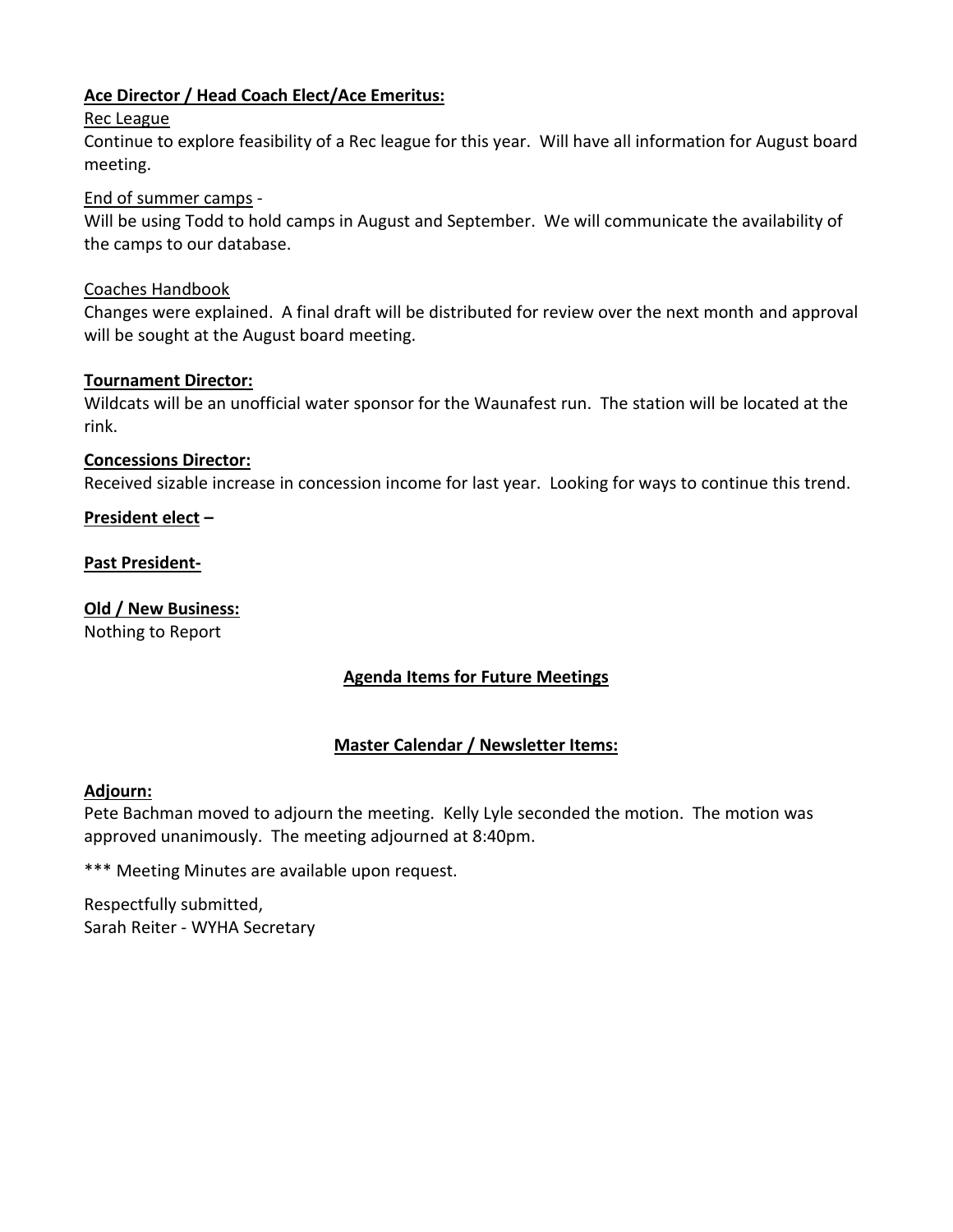**Ace Director / Head Coach Elect/Ace Emeritus:**

Rec League

Continue to explore feasibility of a Rec league for this year. Will have all information for August board meeting.

End of summer camps -

Will be using Todd to hold camps in August and September. We will communicate the availability of the camps to our database.

Coaches Handbook

Changes were explained. A final draft will be distributed for review over the next month and approval will be sought at the August board meeting.

**Tournament Director:**

Wildcats will be an unofficial water sponsor for the Waunafest run. The station will be located at the rink.

**Concessions Director:**

Received sizable increase in concession income for last year. Looking for ways to continue this trend.

**President elect –**

**Past President-**

**Old / New Business:**

Nothing to Report

**Agenda Items for Future Meetings**

**Master Calendar / Newsletter Items:**

**Adjourn:**

Pete Bachman moved to adjourn the meeting. Kelly Lyle seconded the motion. The motion was approved unanimously. The meeting adjourned at 8:40pm.

*** Meeting Minutes are available upon request.

Respectfully submitted,
Sarah Reiter - WYHA Secretary